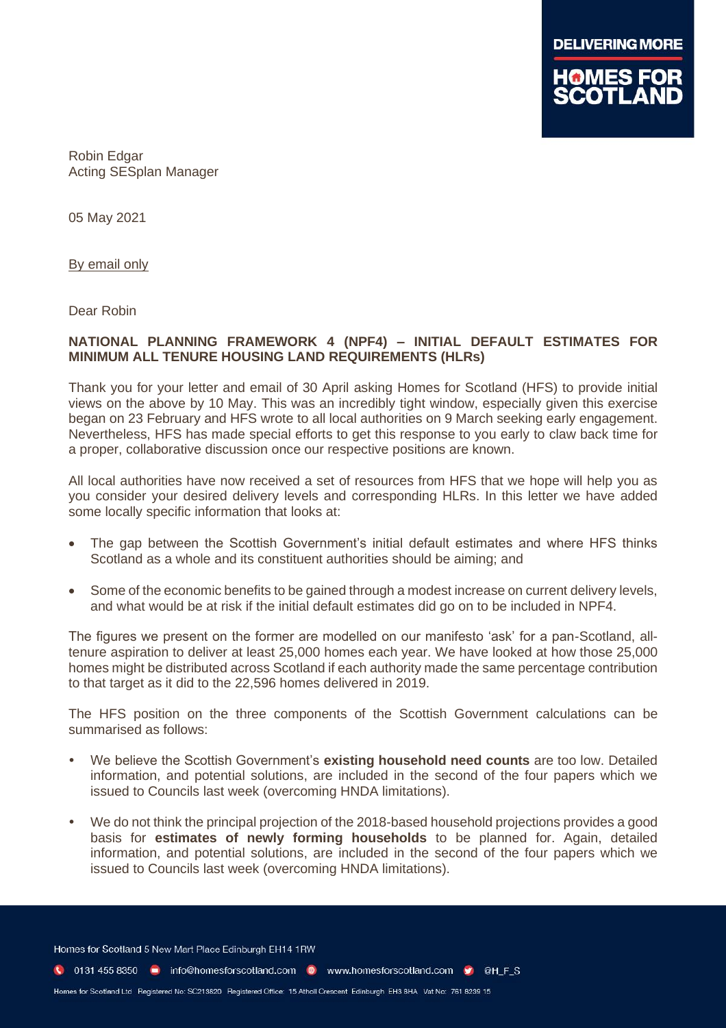Robin Edgar
Acting SESplan Manager

05 May 2021

By email only

Dear Robin

**NATIONAL PLANNING FRAMEWORK 4 (NPF4) – INITIAL DEFAULT ESTIMATES FOR MINIMUM ALL TENURE HOUSING LAND REQUIREMENTS (HLRs)**

Thank you for your letter and email of 30 April asking Homes for Scotland (HFS) to provide initial views on the above by 10 May. This was an incredibly tight window, especially given this exercise began on 23 February and HFS wrote to all local authorities on 9 March seeking early engagement. Nevertheless, HFS has made special efforts to get this response to you early to claw back time for a proper, collaborative discussion once our respective positions are known.

All local authorities have now received a set of resources from HFS that we hope will help you as you consider your desired delivery levels and corresponding HLRs. In this letter we have added some locally specific information that looks at:

- The gap between the Scottish Government's initial default estimates and where HFS thinks Scotland as a whole and its constituent authorities should be aiming; and
- Some of the economic benefits to be gained through a modest increase on current delivery levels, and what would be at risk if the initial default estimates did go on to be included in NPF4.

The figures we present on the former are modelled on our manifesto 'ask' for a pan-Scotland, all-tenure aspiration to deliver at least 25,000 homes each year. We have looked at how those 25,000 homes might be distributed across Scotland if each authority made the same percentage contribution to that target as it did to the 22,596 homes delivered in 2019.

The HFS position on the three components of the Scottish Government calculations can be summarised as follows:

- We believe the Scottish Government's **existing household need counts** are too low. Detailed information, and potential solutions, are included in the second of the four papers which we issued to Councils last week (overcoming HNDA limitations).
- We do not think the principal projection of the 2018-based household projections provides a good basis for **estimates of newly forming households** to be planned for. Again, detailed information, and potential solutions, are included in the second of the four papers which we issued to Councils last week (overcoming HNDA limitations).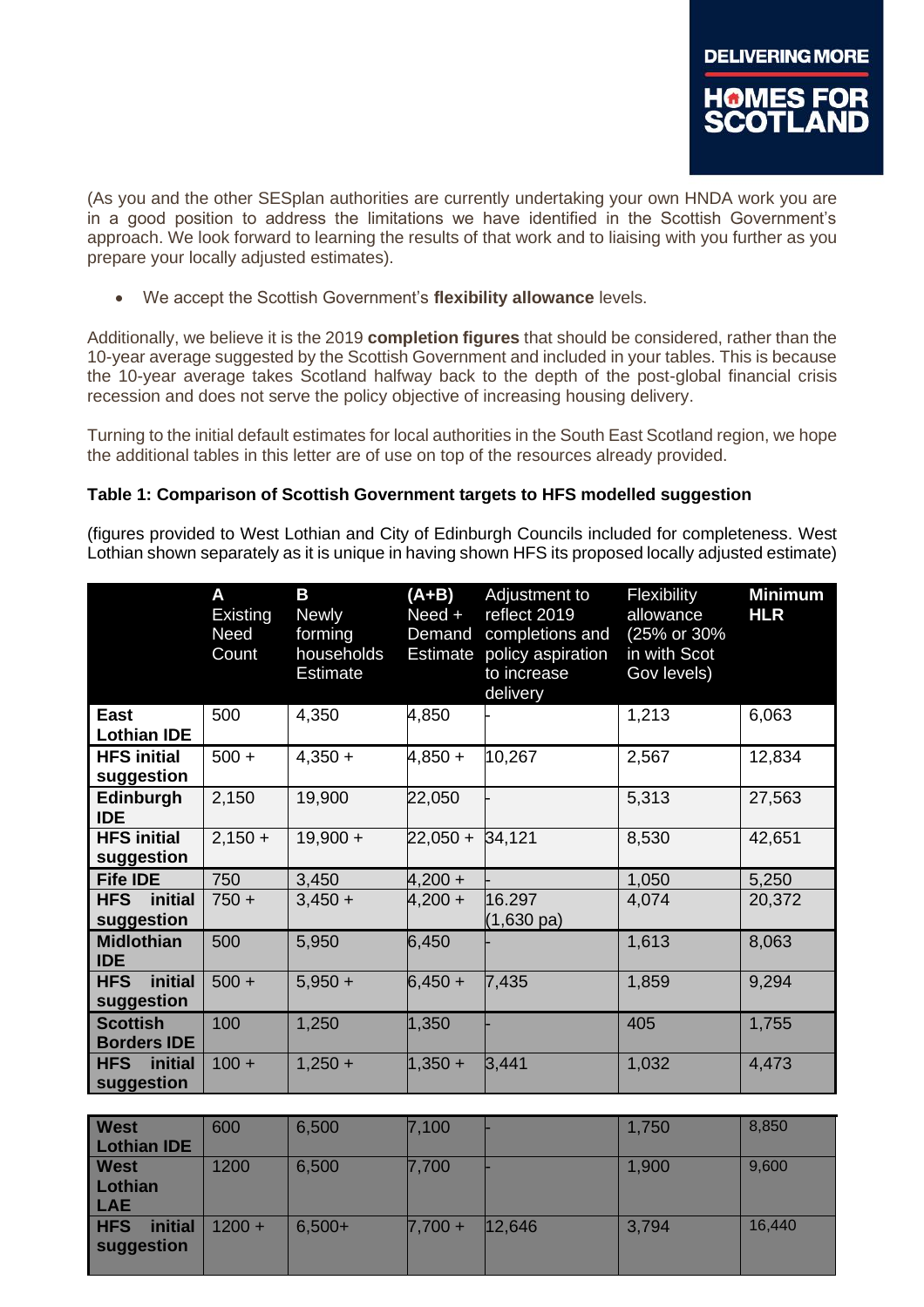(As you and the other SESplan authorities are currently undertaking your own HNDA work you are in a good position to address the limitations we have identified in the Scottish Government's approach. We look forward to learning the results of that work and to liaising with you further as you prepare your locally adjusted estimates).

- We accept the Scottish Government's **flexibility allowance** levels.

Additionally, we believe it is the 2019 **completion figures** that should be considered, rather than the 10-year average suggested by the Scottish Government and included in your tables. This is because the 10-year average takes Scotland halfway back to the depth of the post-global financial crisis recession and does not serve the policy objective of increasing housing delivery.

Turning to the initial default estimates for local authorities in the South East Scotland region, we hope the additional tables in this letter are of use on top of the resources already provided.

**Table 1: Comparison of Scottish Government targets to HFS modelled suggestion**

(figures provided to West Lothian and City of Edinburgh Councils included for completeness. West Lothian shown separately as it is unique in having shown HFS its proposed locally adjusted estimate)

| | A Existing Need Count | B Newly forming households Estimate | (A+B) Need + Demand Estimate | Adjustment to reflect 2019 completions and policy aspiration to increase delivery | Flexibility allowance (25% or 30% in with Scot Gov levels) | Minimum HLR |
|---|---|---|---|---|---|---|
| **East Lothian IDE** | 500 | 4,350 | 4,850 | - | 1,213 | 6,063 |
| **HFS initial suggestion** | 500 + | 4,350 + | 4,850 + | 10,267 | 2,567 | 12,834 |
| **Edinburgh IDE** | 2,150 | 19,900 | 22,050 | - | 5,313 | 27,563 |
| **HFS initial suggestion** | 2,150 + | 19,900 + | 22,050 + | 34,121 | 8,530 | 42,651 |
| **Fife IDE** | 750 | 3,450 | 4,200 + | - | 1,050 | 5,250 |
| **HFS initial suggestion** | 750 + | 3,450 + | 4,200 + | 16.297 (1,630 pa) | 4,074 | 20,372 |
| **Midlothian IDE** | 500 | 5,950 | 6,450 | - | 1,613 | 8,063 |
| **HFS initial suggestion** | 500 + | 5,950 + | 6,450 + | 7,435 | 1,859 | 9,294 |
| **Scottish Borders IDE** | 100 | 1,250 | 1,350 | - | 405 | 1,755 |
| **HFS initial suggestion** | 100 + | 1,250 + | 1,350 + | 3,441 | 1,032 | 4,473 |
| **West Lothian IDE** | 600 | 6,500 | 7,100 | - | 1,750 | 8,850 |
| **West Lothian LAE** | 1200 | 6,500 | 7,700 | - | 1,900 | 9,600 |
| **HFS initial suggestion** | 1200 + | 6,500+ | 7,700 + | 12,646 | 3,794 | 16,440 |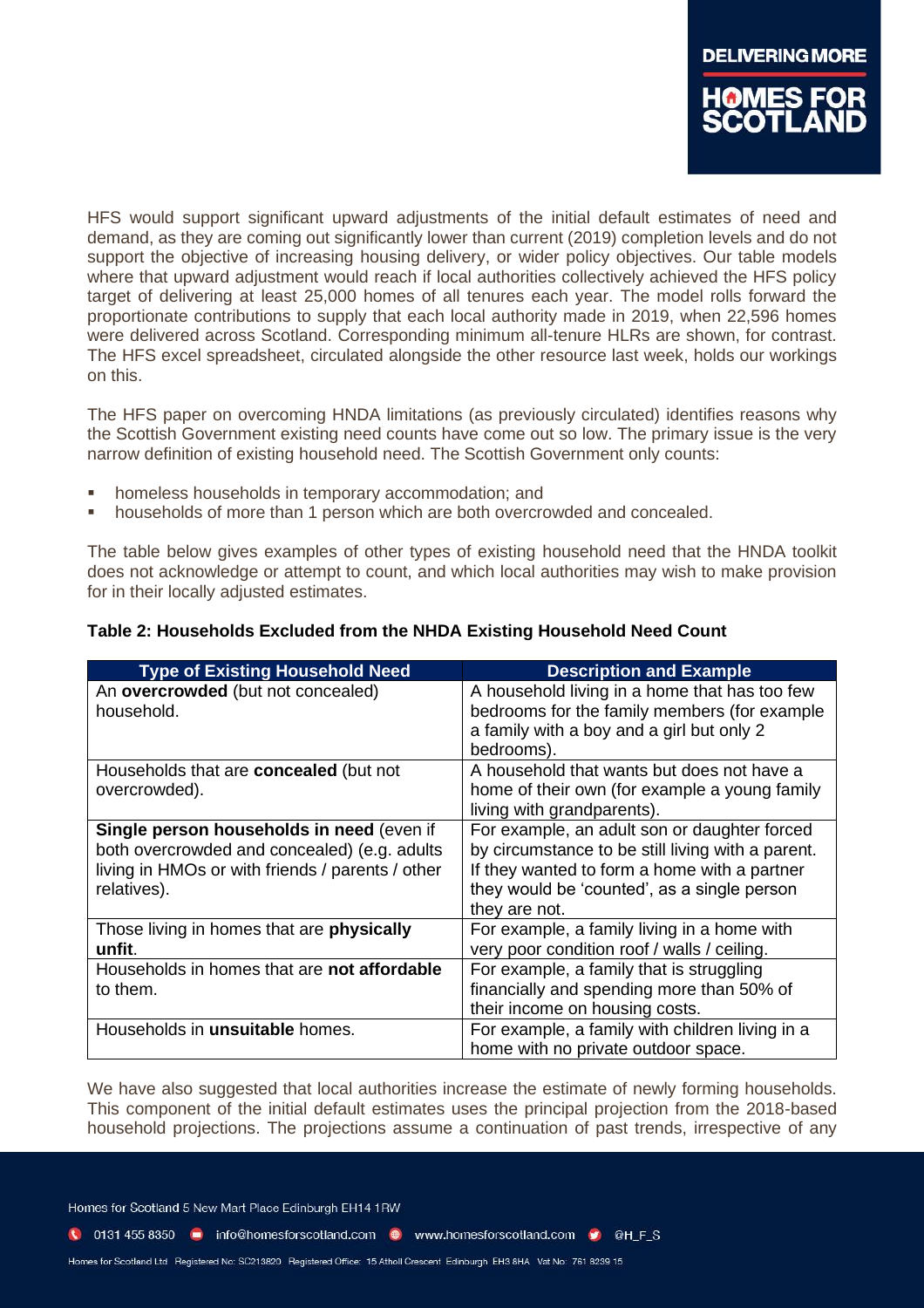HFS would support significant upward adjustments of the initial default estimates of need and demand, as they are coming out significantly lower than current (2019) completion levels and do not support the objective of increasing housing delivery, or wider policy objectives. Our table models where that upward adjustment would reach if local authorities collectively achieved the HFS policy target of delivering at least 25,000 homes of all tenures each year. The model rolls forward the proportionate contributions to supply that each local authority made in 2019, when 22,596 homes were delivered across Scotland. Corresponding minimum all-tenure HLRs are shown, for contrast. The HFS excel spreadsheet, circulated alongside the other resource last week, holds our workings on this.

The HFS paper on overcoming HNDA limitations (as previously circulated) identifies reasons why the Scottish Government existing need counts have come out so low. The primary issue is the very narrow definition of existing household need. The Scottish Government only counts:

- homeless households in temporary accommodation; and
- households of more than 1 person which are both overcrowded and concealed.

The table below gives examples of other types of existing household need that the HNDA toolkit does not acknowledge or attempt to count, and which local authorities may wish to make provision for in their locally adjusted estimates.

**Table 2: Households Excluded from the NHDA Existing Household Need Count**

| Type of Existing Household Need | Description and Example |
|---|---|
| An **overcrowded** (but not concealed) household. | A household living in a home that has too few bedrooms for the family members (for example a family with a boy and a girl but only 2 bedrooms). |
| Households that are **concealed** (but not overcrowded). | A household that wants but does not have a home of their own (for example a young family living with grandparents). |
| **Single person households in need** (even if both overcrowded and concealed) (e.g. adults living in HMOs or with friends / parents / other relatives). | For example, an adult son or daughter forced by circumstance to be still living with a parent. If they wanted to form a home with a partner they would be 'counted', as a single person they are not. |
| Those living in homes that are **physically unfit**. | For example, a family living in a home with very poor condition roof / walls / ceiling. |
| Households in homes that are **not affordable** to them. | For example, a family that is struggling financially and spending more than 50% of their income on housing costs. |
| Households in **unsuitable** homes. | For example, a family with children living in a home with no private outdoor space. |

We have also suggested that local authorities increase the estimate of newly forming households. This component of the initial default estimates uses the principal projection from the 2018-based household projections. The projections assume a continuation of past trends, irrespective of any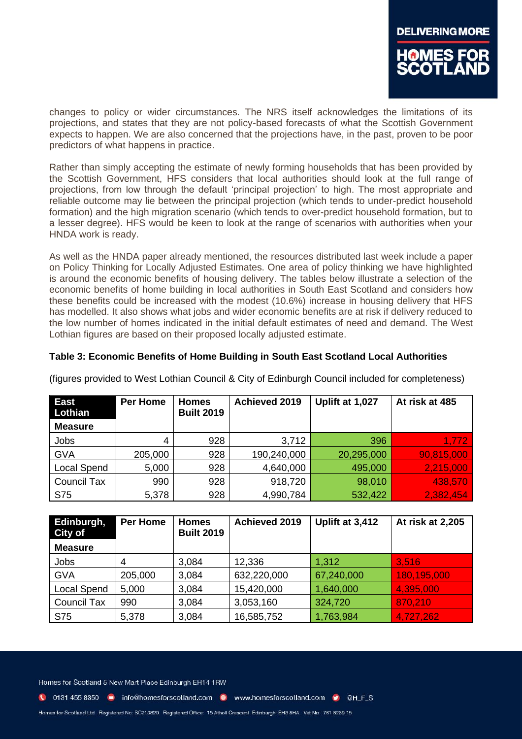changes to policy or wider circumstances. The NRS itself acknowledges the limitations of its projections, and states that they are not policy-based forecasts of what the Scottish Government expects to happen. We are also concerned that the projections have, in the past, proven to be poor predictors of what happens in practice.

Rather than simply accepting the estimate of newly forming households that has been provided by the Scottish Government, HFS considers that local authorities should look at the full range of projections, from low through the default 'principal projection' to high. The most appropriate and reliable outcome may lie between the principal projection (which tends to under-predict household formation) and the high migration scenario (which tends to over-predict household formation, but to a lesser degree). HFS would be keen to look at the range of scenarios with authorities when your HNDA work is ready.

As well as the HNDA paper already mentioned, the resources distributed last week include a paper on Policy Thinking for Locally Adjusted Estimates. One area of policy thinking we have highlighted is around the economic benefits of housing delivery. The tables below illustrate a selection of the economic benefits of home building in local authorities in South East Scotland and considers how these benefits could be increased with the modest (10.6%) increase in housing delivery that HFS has modelled. It also shows what jobs and wider economic benefits are at risk if delivery reduced to the low number of homes indicated in the initial default estimates of need and demand. The West Lothian figures are based on their proposed locally adjusted estimate.

**Table 3: Economic Benefits of Home Building in South East Scotland Local Authorities**

(figures provided to West Lothian Council & City of Edinburgh Council included for completeness)

| East Lothian<br>Measure | Per Home | Homes Built 2019 | Achieved 2019 | Uplift at 1,027 | At risk at 485 |
|---|---|---|---|---|---|
| Jobs | 4 | 928 | 3,712 | 396 | 1,772 |
| GVA | 205,000 | 928 | 190,240,000 | 20,295,000 | 90,815,000 |
| Local Spend | 5,000 | 928 | 4,640,000 | 495,000 | 2,215,000 |
| Council Tax | 990 | 928 | 918,720 | 98,010 | 438,570 |
| S75 | 5,378 | 928 | 4,990,784 | 532,422 | 2,382,454 |

| Edinburgh, City of<br>Measure | Per Home | Homes Built 2019 | Achieved 2019 | Uplift at 3,412 | At risk at 2,205 |
|---|---|---|---|---|---|
| Jobs | 4 | 3,084 | 12,336 | 1,312 | 3,516 |
| GVA | 205,000 | 3,084 | 632,220,000 | 67,240,000 | 180,195,000 |
| Local Spend | 5,000 | 3,084 | 15,420,000 | 1,640,000 | 4,395,000 |
| Council Tax | 990 | 3,084 | 3,053,160 | 324,720 | 870,210 |
| S75 | 5,378 | 3,084 | 16,585,752 | 1,763,984 | 4,727,262 |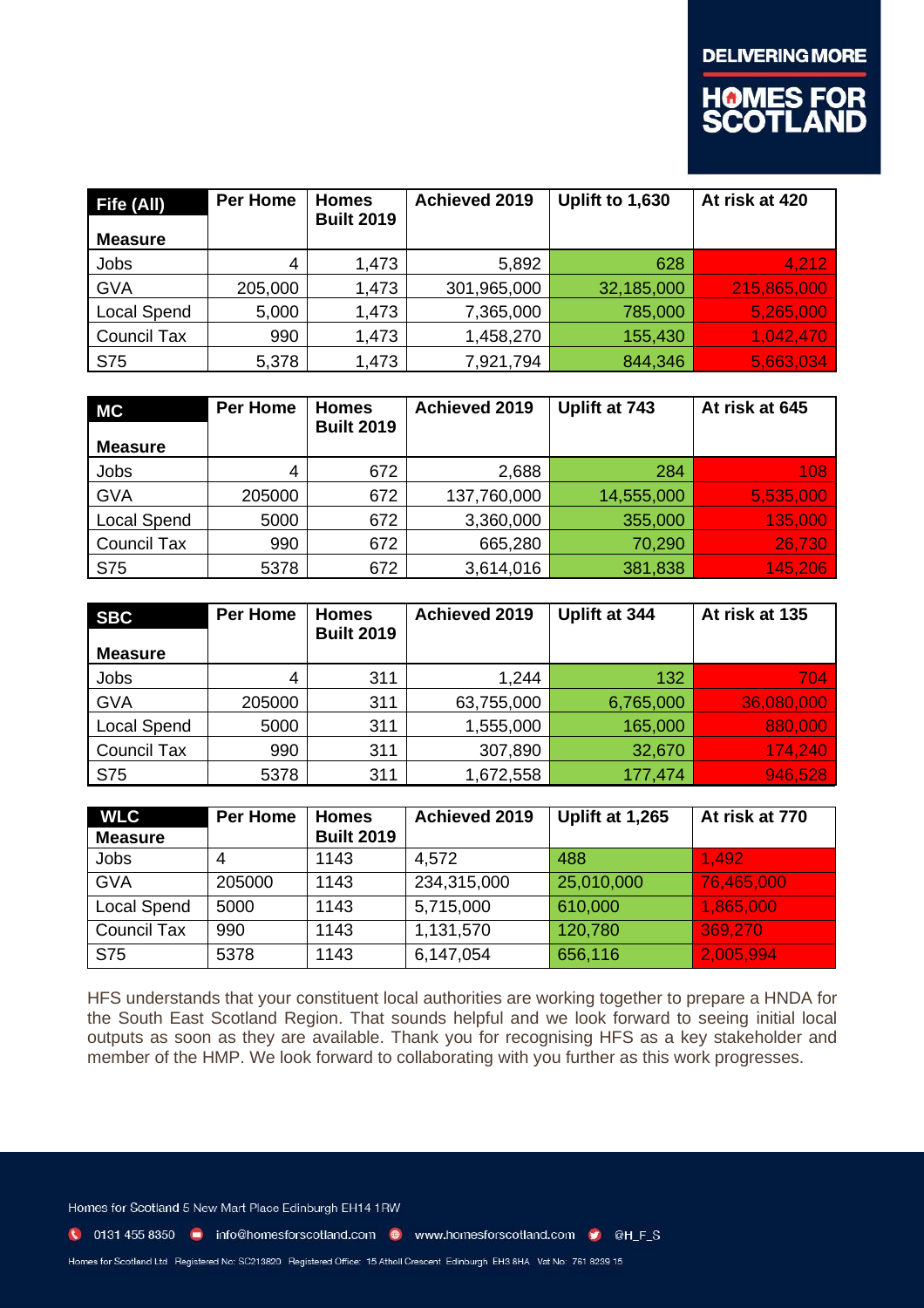| Fife (All) Measure | Per Home | Homes Built 2019 | Achieved 2019 | Uplift to 1,630 | At risk at 420 |
|---|---|---|---|---|---|
| Jobs | 4 | 1,473 | 5,892 | 628 | 4,212 |
| GVA | 205,000 | 1,473 | 301,965,000 | 32,185,000 | 215,865,000 |
| Local Spend | 5,000 | 1,473 | 7,365,000 | 785,000 | 5,265,000 |
| Council Tax | 990 | 1,473 | 1,458,270 | 155,430 | 1,042,470 |
| S75 | 5,378 | 1,473 | 7,921,794 | 844,346 | 5,663,034 |

| MC Measure | Per Home | Homes Built 2019 | Achieved 2019 | Uplift at 743 | At risk at 645 |
|---|---|---|---|---|---|
| Jobs | 4 | 672 | 2,688 | 284 | 108 |
| GVA | 205000 | 672 | 137,760,000 | 14,555,000 | 5,535,000 |
| Local Spend | 5000 | 672 | 3,360,000 | 355,000 | 135,000 |
| Council Tax | 990 | 672 | 665,280 | 70,290 | 26,730 |
| S75 | 5378 | 672 | 3,614,016 | 381,838 | 145,206 |

| SBC Measure | Per Home | Homes Built 2019 | Achieved 2019 | Uplift at 344 | At risk at 135 |
|---|---|---|---|---|---|
| Jobs | 4 | 311 | 1,244 | 132 | 704 |
| GVA | 205000 | 311 | 63,755,000 | 6,765,000 | 36,080,000 |
| Local Spend | 5000 | 311 | 1,555,000 | 165,000 | 880,000 |
| Council Tax | 990 | 311 | 307,890 | 32,670 | 174,240 |
| S75 | 5378 | 311 | 1,672,558 | 177,474 | 946,528 |

| WLC Measure | Per Home | Homes Built 2019 | Achieved 2019 | Uplift at 1,265 | At risk at 770 |
|---|---|---|---|---|---|
| Jobs | 4 | 1143 | 4,572 | 488 | 1,492 |
| GVA | 205000 | 1143 | 234,315,000 | 25,010,000 | 76,465,000 |
| Local Spend | 5000 | 1143 | 5,715,000 | 610,000 | 1,865,000 |
| Council Tax | 990 | 1143 | 1,131,570 | 120,780 | 369,270 |
| S75 | 5378 | 1143 | 6,147,054 | 656,116 | 2,005,994 |

HFS understands that your constituent local authorities are working together to prepare a HNDA for the South East Scotland Region. That sounds helpful and we look forward to seeing initial local outputs as soon as they are available. Thank you for recognising HFS as a key stakeholder and member of the HMP. We look forward to collaborating with you further as this work progresses.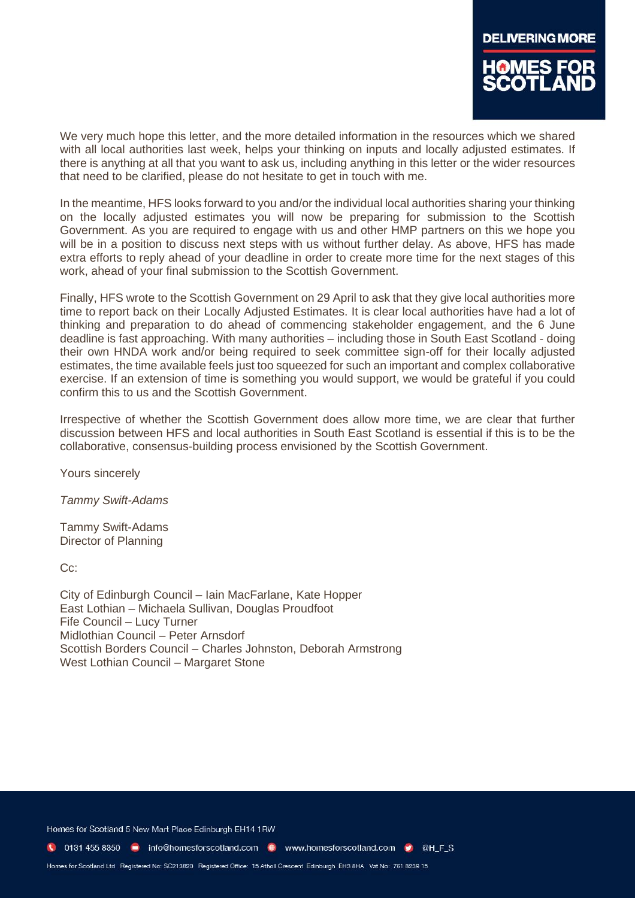We very much hope this letter, and the more detailed information in the resources which we shared with all local authorities last week, helps your thinking on inputs and locally adjusted estimates. If there is anything at all that you want to ask us, including anything in this letter or the wider resources that need to be clarified, please do not hesitate to get in touch with me.

In the meantime, HFS looks forward to you and/or the individual local authorities sharing your thinking on the locally adjusted estimates you will now be preparing for submission to the Scottish Government. As you are required to engage with us and other HMP partners on this we hope you will be in a position to discuss next steps with us without further delay. As above, HFS has made extra efforts to reply ahead of your deadline in order to create more time for the next stages of this work, ahead of your final submission to the Scottish Government.

Finally, HFS wrote to the Scottish Government on 29 April to ask that they give local authorities more time to report back on their Locally Adjusted Estimates. It is clear local authorities have had a lot of thinking and preparation to do ahead of commencing stakeholder engagement, and the 6 June deadline is fast approaching. With many authorities – including those in South East Scotland - doing their own HNDA work and/or being required to seek committee sign-off for their locally adjusted estimates, the time available feels just too squeezed for such an important and complex collaborative exercise. If an extension of time is something you would support, we would be grateful if you could confirm this to us and the Scottish Government.

Irrespective of whether the Scottish Government does allow more time, we are clear that further discussion between HFS and local authorities in South East Scotland is essential if this is to be the collaborative, consensus-building process envisioned by the Scottish Government.

Yours sincerely

*Tammy Swift-Adams*

Tammy Swift-Adams
Director of Planning

Cc:

City of Edinburgh Council – Iain MacFarlane, Kate Hopper
East Lothian – Michaela Sullivan, Douglas Proudfoot
Fife Council – Lucy Turner
Midlothian Council – Peter Arnsdorf
Scottish Borders Council – Charles Johnston, Deborah Armstrong
West Lothian Council – Margaret Stone